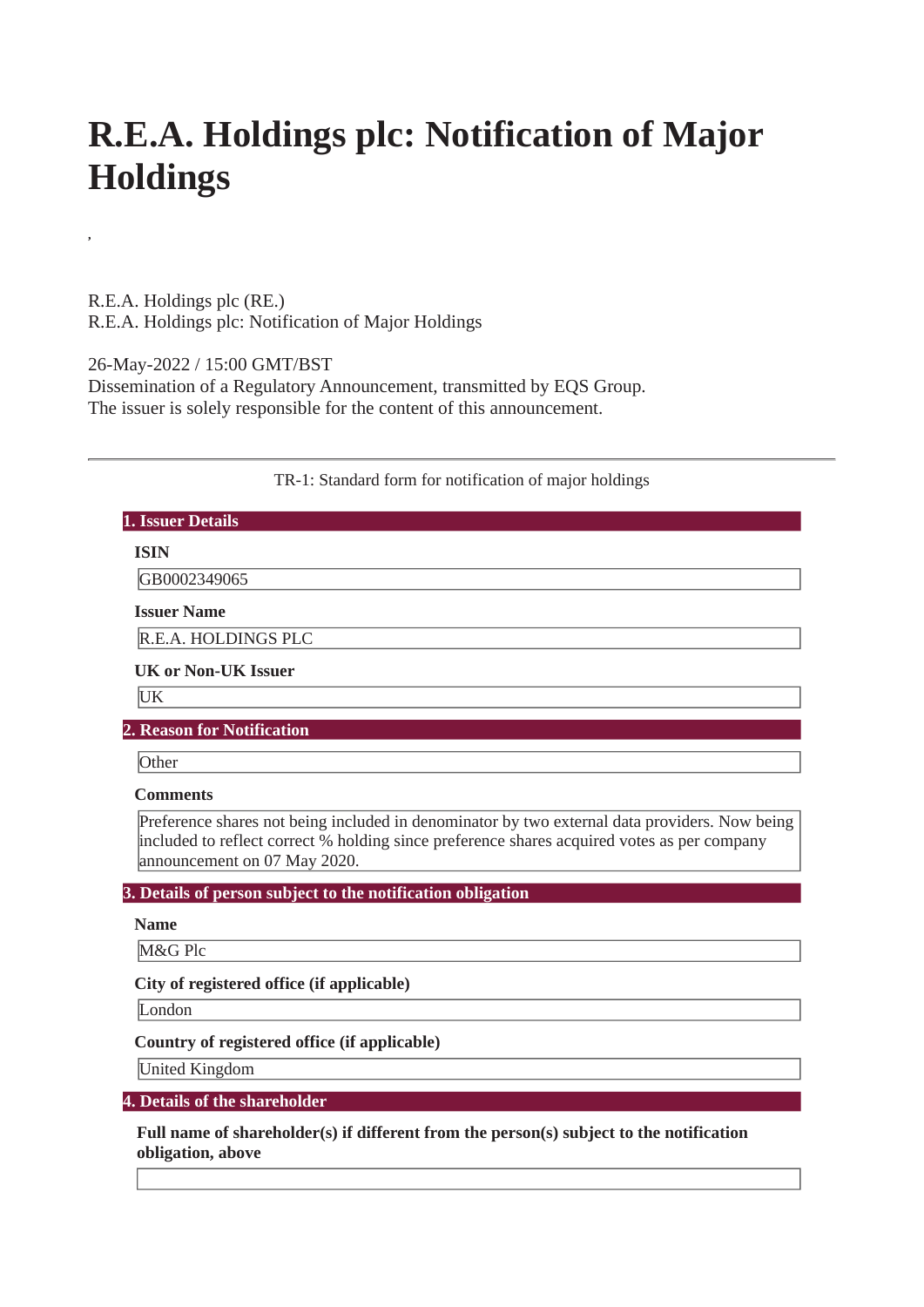# R.E.A. Holdings plc: Notification of Major Holdings

,

R.E.A. Holdings plc (RE.)
R.E.A. Holdings plc: Notification of Major Holdings

26-May-2022 / 15:00 GMT/BST
Dissemination of a Regulatory Announcement, transmitted by EQS Group.
The issuer is solely responsible for the content of this announcement.

---

TR-1: Standard form for notification of major holdings

## 1. Issuer Details

**ISIN**

GB0002349065

**Issuer Name**

R.E.A. HOLDINGS PLC

**UK or Non-UK Issuer**

UK

## 2. Reason for Notification

Other

**Comments**

Preference shares not being included in denominator by two external data providers. Now being included to reflect correct % holding since preference shares acquired votes as per company announcement on 07 May 2020.

## 3. Details of person subject to the notification obligation

**Name**

M&G Plc

**City of registered office (if applicable)**

London

**Country of registered office (if applicable)**

United Kingdom

## 4. Details of the shareholder

**Full name of shareholder(s) if different from the person(s) subject to the notification obligation, above**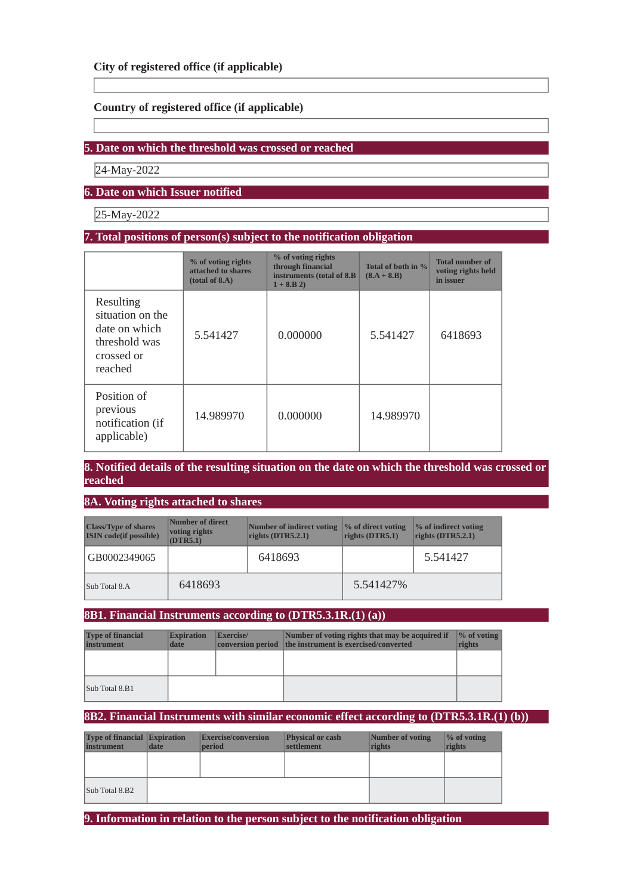**City of registered office (if applicable)**

**Country of registered office (if applicable)**

## 5. Date on which the threshold was crossed or reached

24-May-2022

## 6. Date on which Issuer notified

25-May-2022

## 7. Total positions of person(s) subject to the notification obligation

| | % of voting rights attached to shares (total of 8.A) | % of voting rights through financial instruments (total of 8.B 1 + 8.B 2) | Total of both in % (8.A + 8.B) | Total number of voting rights held in issuer |
|---|---|---|---|---|
| Resulting situation on the date on which threshold was crossed or reached | 5.541427 | 0.000000 | 5.541427 | 6418693 |
| Position of previous notification (if applicable) | 14.989970 | 0.000000 | 14.989970 | |

## 8. Notified details of the resulting situation on the date on which the threshold was crossed or reached

## 8A. Voting rights attached to shares

| Class/Type of shares ISIN code(if possible) | Number of direct voting rights (DTR5.1) | Number of indirect voting rights (DTR5.2.1) | % of direct voting rights (DTR5.1) | % of indirect voting rights (DTR5.2.1) |
|---|---|---|---|---|
| GB0002349065 | | 6418693 | | 5.541427 |
| Sub Total 8.A | 6418693 | | 5.541427% | |

## 8B1. Financial Instruments according to (DTR5.3.1R.(1) (a))

| Type of financial instrument | Expiration date | Exercise/ conversion period | Number of voting rights that may be acquired if the instrument is exercised/converted | % of voting rights |
|---|---|---|---|---|
| | | | | |
| Sub Total 8.B1 | | | | |

## 8B2. Financial Instruments with similar economic effect according to (DTR5.3.1R.(1) (b))

| Type of financial instrument | Expiration date | Exercise/conversion period | Physical or cash settlement | Number of voting rights | % of voting rights |
|---|---|---|---|---|---|
| | | | | | |
| Sub Total 8.B2 | | | | | |

## 9. Information in relation to the person subject to the notification obligation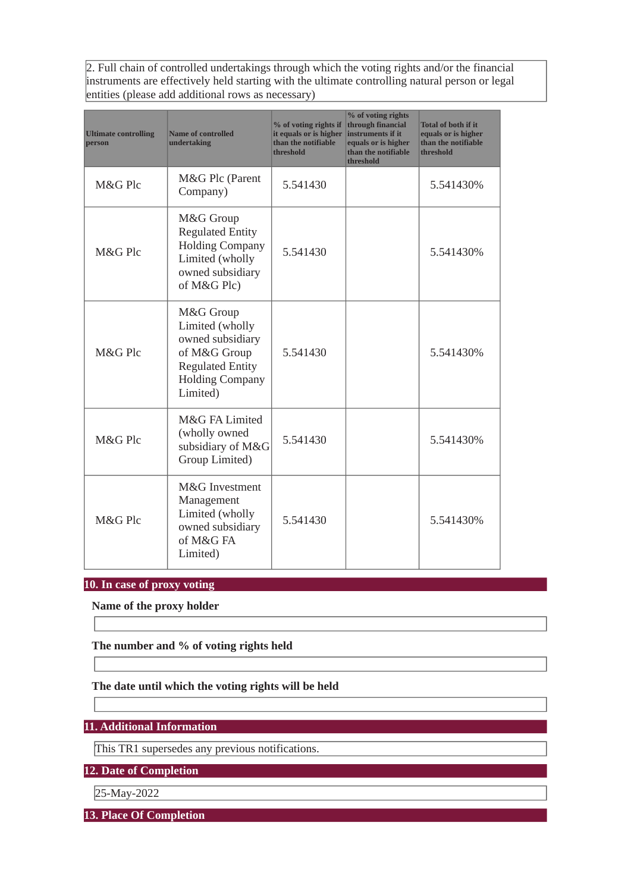2. Full chain of controlled undertakings through which the voting rights and/or the financial instruments are effectively held starting with the ultimate controlling natural person or legal entities (please add additional rows as necessary)

| Ultimate controlling person | Name of controlled undertaking | % of voting rights if it equals or is higher than the notifiable threshold | % of voting rights through financial instruments if it equals or is higher than the notifiable threshold | Total of both if it equals or is higher than the notifiable threshold |
|---|---|---|---|---|
| M&G Plc | M&G Plc (Parent Company) | 5.541430 | | 5.541430% |
| M&G Plc | M&G Group Regulated Entity Holding Company Limited (wholly owned subsidiary of M&G Plc) | 5.541430 | | 5.541430% |
| M&G Plc | M&G Group Limited (wholly owned subsidiary of M&G Group Regulated Entity Holding Company Limited) | 5.541430 | | 5.541430% |
| M&G Plc | M&G FA Limited (wholly owned subsidiary of M&G Group Limited) | 5.541430 | | 5.541430% |
| M&G Plc | M&G Investment Management Limited (wholly owned subsidiary of M&G FA Limited) | 5.541430 | | 5.541430% |

## 10. In case of proxy voting

**Name of the proxy holder**

**The number and % of voting rights held**

**The date until which the voting rights will be held**

## 11. Additional Information

This TR1 supersedes any previous notifications.

## 12. Date of Completion

25-May-2022

## 13. Place Of Completion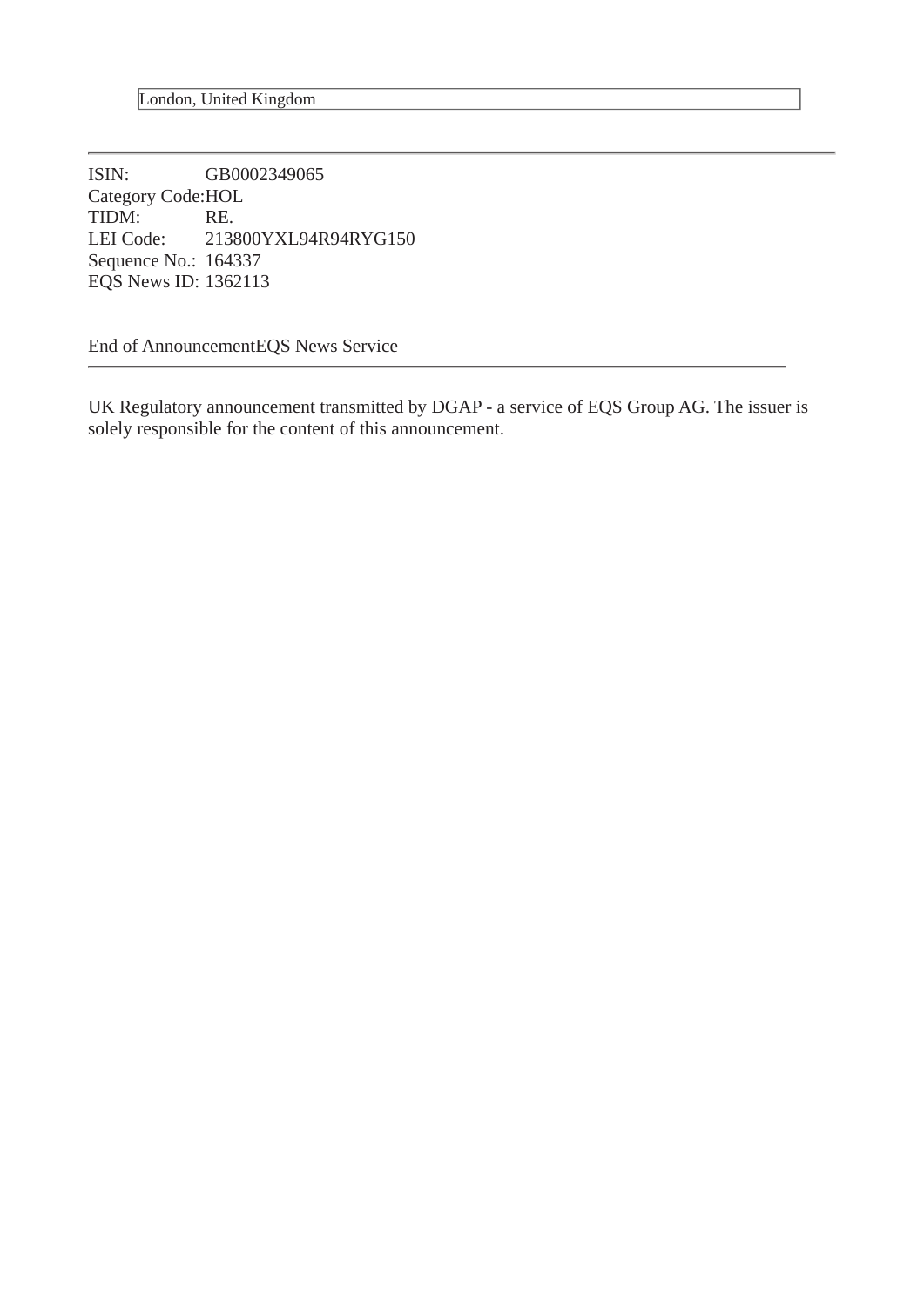| London, United Kingdom |
|---|

---

| | |
|---|---|
| ISIN: | GB0002349065 |
| Category Code: | HOL |
| TIDM: | RE. |
| LEI Code: | 213800YXL94R94RYG150 |
| Sequence No.: | 164337 |
| EQS News ID: | 1362113 |

End of AnnouncementEQS News Service

---

UK Regulatory announcement transmitted by DGAP - a service of EQS Group AG. The issuer is solely responsible for the content of this announcement.